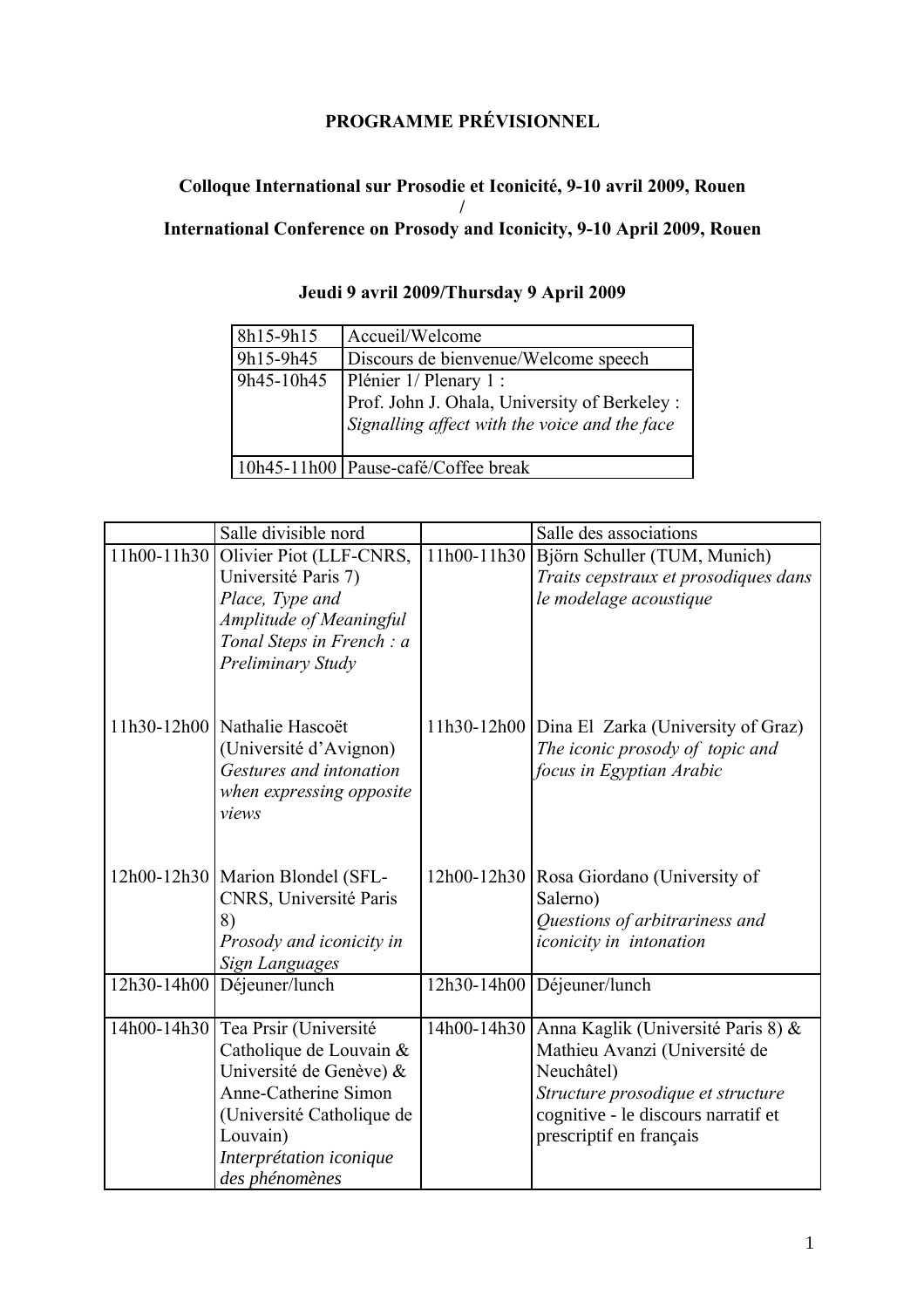**PROGRAMME PRÉVISIONNEL**

**Colloque International sur Prosodie et Iconicité, 9-10 avril 2009, Rouen**
**/**
**International Conference on Prosody and Iconicity, 9-10 April 2009, Rouen**

**Jeudi 9 avril 2009/Thursday 9 April 2009**

| | |
|---|---|
| 8h15-9h15 | Accueil/Welcome |
| 9h15-9h45 | Discours de bienvenue/Welcome speech |
| 9h45-10h45 | Plénier 1/ Plenary 1 :<br>Prof. John J. Ohala, University of Berkeley :<br>*Signalling affect with the voice and the face* |
| 10h45-11h00 | Pause-café/Coffee break |

| | Salle divisible nord | | Salle des associations |
|---|---|---|---|
| 11h00-11h30 | Olivier Piot (LLF-CNRS, Université Paris 7)<br>*Place, Type and Amplitude of Meaningful Tonal Steps in French : a Preliminary Study* | 11h00-11h30 | Björn Schuller (TUM, Munich)<br>*Traits cepstraux et prosodiques dans le modelage acoustique* |
| 11h30-12h00 | Nathalie Hascoët (Université d'Avignon)<br>*Gestures and intonation when expressing opposite views* | 11h30-12h00 | Dina El Zarka (University of Graz)<br>*The iconic prosody of topic and focus in Egyptian Arabic* |
| 12h00-12h30 | Marion Blondel (SFL-CNRS, Université Paris 8)<br>*Prosody and iconicity in Sign Languages* | 12h00-12h30 | Rosa Giordano (University of Salerno)<br>*Questions of arbitrariness and iconicity in intonation* |
| 12h30-14h00 | Déjeuner/lunch | 12h30-14h00 | Déjeuner/lunch |
| 14h00-14h30 | Tea Prsir (Université Catholique de Louvain & Université de Genève) & Anne-Catherine Simon (Université Catholique de Louvain)<br>*Interprétation iconique des phénomènes* | 14h00-14h30 | Anna Kaglik (Université Paris 8) & Mathieu Avanzi (Université de Neuchâtel)<br>*Structure prosodique et structure* cognitive - le discours narratif et prescriptif en français |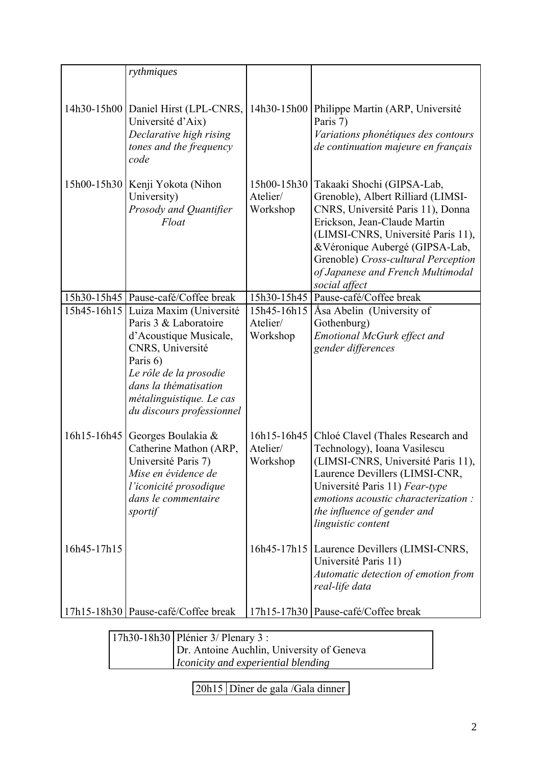|  |  |  |  |
|---|---|---|---|
|  | *rythmiques* |  |  |
| 14h30-15h00 | Daniel Hirst (LPL-CNRS, Université d'Aix) *Declarative high rising tones and the frequency code* | 14h30-15h00 | Philippe Martin (ARP, Université Paris 7) *Variations phonétiques des contours de continuation majeure en français* |
| 15h00-15h30 | Kenji Yokota (Nihon University) *Prosody and Quantifier Float* | 15h00-15h30 Atelier/ Workshop | Takaaki Shochi (GIPSA-Lab, Grenoble), Albert Rilliard (LIMSI-CNRS, Université Paris 11), Donna Erickson, Jean-Claude Martin (LIMSI-CNRS, Université Paris 11), &Véronique Aubergé (GIPSA-Lab, Grenoble) *Cross-cultural Perception of Japanese and French Multimodal social affect* |
| 15h30-15h45 | Pause-café/Coffee break | 15h30-15h45 | Pause-café/Coffee break |
| 15h45-16h15 | Luiza Maxim (Université Paris 3 & Laboratoire d'Acoustique Musicale, CNRS, Université Paris 6) *Le rôle de la prosodie dans la thématisation métalinguistique. Le cas du discours professionnel* | 15h45-16h15 Atelier/ Workshop | Åsa Abelin (University of Gothenburg) *Emotional McGurk effect and gender differences* |
| 16h15-16h45 | Georges Boulakia & Catherine Mathon (ARP, Université Paris 7) *Mise en évidence de l'iconicité prosodique dans le commentaire sportif* | 16h15-16h45 Atelier/ Workshop | Chloé Clavel (Thales Research and Technology), Ioana Vasilescu (LIMSI-CNRS, Université Paris 11), Laurence Devillers (LIMSI-CNR, Université Paris 11) *Fear-type emotions acoustic characterization : the influence of gender and linguistic content* |
| 16h45-17h15 |  | 16h45-17h15 | Laurence Devillers (LIMSI-CNRS, Université Paris 11) *Automatic detection of emotion from real-life data* |
| 17h15-18h30 | Pause-café/Coffee break | 17h15-17h30 | Pause-café/Coffee break |

|  |  |
|---|---|
| 17h30-18h30 | Plénier 3/ Plenary 3 : Dr. Antoine Auchlin, University of Geneva *Iconicity and experiential blending* |

|  |  |
|---|---|
| 20h15 | Dîner de gala /Gala dinner |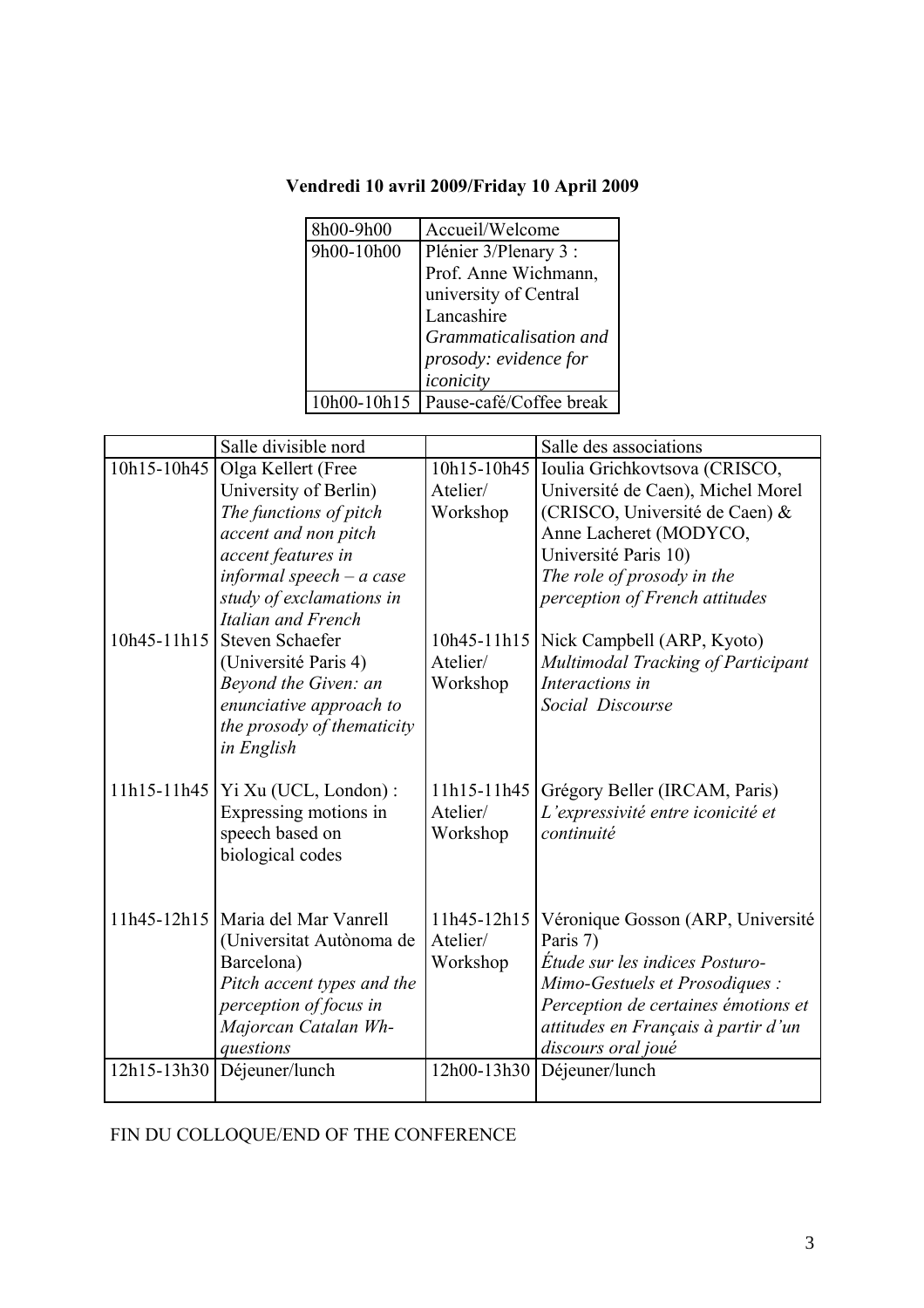**Vendredi 10 avril 2009/Friday 10 April 2009**

| | |
|---|---|
| 8h00-9h00 | Accueil/Welcome |
| 9h00-10h00 | Plénier 3/Plenary 3 : Prof. Anne Wichmann, university of Central Lancashire *Grammaticalisation and prosody: evidence for iconicity* |
| 10h00-10h15 | Pause-café/Coffee break |

| | Salle divisible nord | | Salle des associations |
|---|---|---|---|
| 10h15-10h45 | Olga Kellert (Free University of Berlin) *The functions of pitch accent and non pitch accent features in informal speech – a case study of exclamations in Italian and French* | 10h15-10h45 Atelier/ Workshop | Ioulia Grichkovtsova (CRISCO, Université de Caen), Michel Morel (CRISCO, Université de Caen) & Anne Lacheret (MODYCO, Université Paris 10) *The role of prosody in the perception of French attitudes* |
| 10h45-11h15 | Steven Schaefer (Université Paris 4) *Beyond the Given: an enunciative approach to the prosody of thematicity in English* | 10h45-11h15 Atelier/ Workshop | Nick Campbell (ARP, Kyoto) *Multimodal Tracking of Participant Interactions in Social Discourse* |
| 11h15-11h45 | Yi Xu (UCL, London) : Expressing motions in speech based on biological codes | 11h15-11h45 Atelier/ Workshop | Grégory Beller (IRCAM, Paris) *L'expressivité entre iconicité et continuité* |
| 11h45-12h15 | Maria del Mar Vanrell (Universitat Autònoma de Barcelona) *Pitch accent types and the perception of focus in Majorcan Catalan Wh-questions* | 11h45-12h15 Atelier/ Workshop | Véronique Gosson (ARP, Université Paris 7) *Étude sur les indices Posturo-Mimo-Gestuels et Prosodiques : Perception de certaines émotions et attitudes en Français à partir d'un discours oral joué* |
| 12h15-13h30 | Déjeuner/lunch | 12h00-13h30 | Déjeuner/lunch |

FIN DU COLLOQUE/END OF THE CONFERENCE